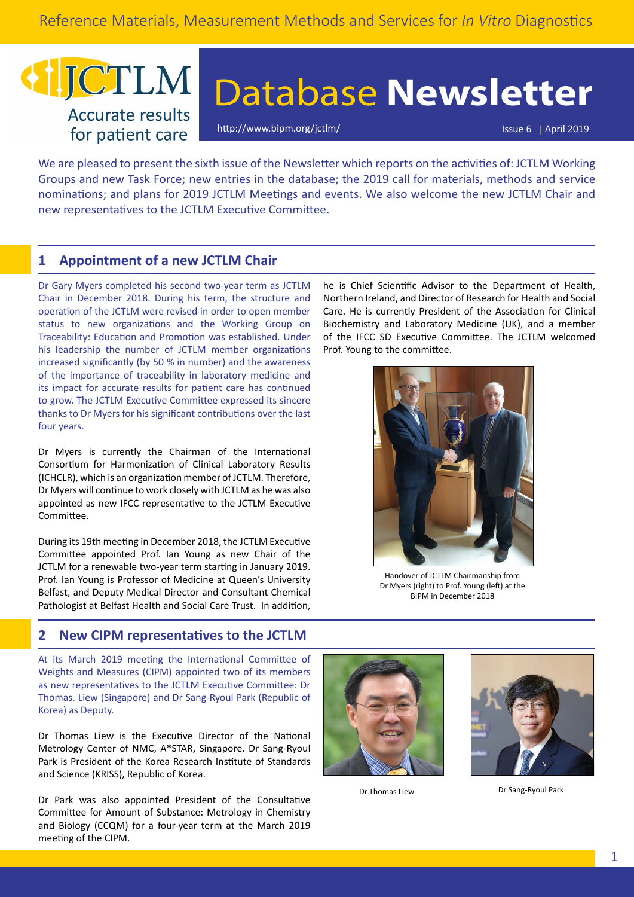Reference Materials, Measurement Methods and Services for *In Vitro* Diagnostics

JCTLM
Accurate results for patient care

# Database **Newsletter**

http://www.bipm.org/jctlm/

Issue 6 | April 2019

We are pleased to present the sixth issue of the Newsletter which reports on the activities of: JCTLM Working Groups and new Task Force; new entries in the database; the 2019 call for materials, methods and service nominations; and plans for 2019 JCTLM Meetings and events. We also welcome the new JCTLM Chair and new representatives to the JCTLM Executive Committee.

## 1 Appointment of a new JCTLM Chair

Dr Gary Myers completed his second two-year term as JCTLM Chair in December 2018. During his term, the structure and operation of the JCTLM were revised in order to open member status to new organizations and the Working Group on Traceability: Education and Promotion was established. Under his leadership the number of JCTLM member organizations increased significantly (by 50 % in number) and the awareness of the importance of traceability in laboratory medicine and its impact for accurate results for patient care has continued to grow. The JCTLM Executive Committee expressed its sincere thanks to Dr Myers for his significant contributions over the last four years.

Dr Myers is currently the Chairman of the International Consortium for Harmonization of Clinical Laboratory Results (ICHCLR), which is an organization member of JCTLM. Therefore, Dr Myers will continue to work closely with JCTLM as he was also appointed as new IFCC representative to the JCTLM Executive Committee.

During its 19th meeting in December 2018, the JCTLM Executive Committee appointed Prof. Ian Young as new Chair of the JCTLM for a renewable two-year term starting in January 2019. Prof. Ian Young is Professor of Medicine at Queen's University Belfast, and Deputy Medical Director and Consultant Chemical Pathologist at Belfast Health and Social Care Trust. In addition, he is Chief Scientific Advisor to the Department of Health, Northern Ireland, and Director of Research for Health and Social Care. He is currently President of the Association for Clinical Biochemistry and Laboratory Medicine (UK), and a member of the IFCC SD Executive Committee. The JCTLM welcomed Prof. Young to the committee.

Handover of JCTLM Chairmanship from Dr Myers (right) to Prof. Young (left) at the BIPM in December 2018

## 2 New CIPM representatives to the JCTLM

At its March 2019 meeting the International Committee of Weights and Measures (CIPM) appointed two of its members as new representatives to the JCTLM Executive Committee: Dr Thomas. Liew (Singapore) and Dr Sang-Ryoul Park (Republic of Korea) as Deputy.

Dr Thomas Liew is the Executive Director of the National Metrology Center of NMC, A*STAR, Singapore. Dr Sang-Ryoul Park is President of the Korea Research Institute of Standards and Science (KRISS), Republic of Korea.

Dr Park was also appointed President of the Consultative Committee for Amount of Substance: Metrology in Chemistry and Biology (CCQM) for a four-year term at the March 2019 meeting of the CIPM.

Dr Thomas Liew

Dr Sang-Ryoul Park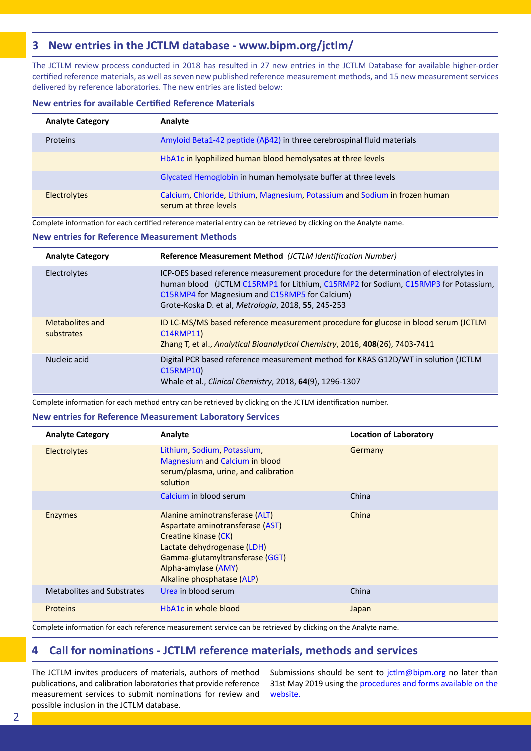## 3 New entries in the JCTLM database - www.bipm.org/jctlm/

The JCTLM review process conducted in 2018 has resulted in 27 new entries in the JCTLM Database for available higher-order certified reference materials, as well as seven new published reference measurement methods, and 15 new measurement services delivered by reference laboratories. The new entries are listed below:

### New entries for available Certified Reference Materials

| Analyte Category | Analyte |
|---|---|
| Proteins | Amyloid Beta1-42 peptide (Aβ42) in three cerebrospinal fluid materials |
| | HbA1c in lyophilized human blood hemolysates at three levels |
| | Glycated Hemoglobin in human hemolysate buffer at three levels |
| Electrolytes | Calcium, Chloride, Lithium, Magnesium, Potassium and Sodium in frozen human serum at three levels |

Complete information for each certified reference material entry can be retrieved by clicking on the Analyte name.

### New entries for Reference Measurement Methods

| Analyte Category | Reference Measurement Method *(JCTLM Identification Number)* |
|---|---|
| Electrolytes | ICP-OES based reference measurement procedure for the determination of electrolytes in human blood (JCTLM C15RMP1 for Lithium, C15RMP2 for Sodium, C15RMP3 for Potassium, C15RMP4 for Magnesium and C15RMP5 for Calcium) Grote-Koska D. et al, *Metrologia*, 2018, **55**, 245-253 |
| Metabolites and substrates | ID LC-MS/MS based reference measurement procedure for glucose in blood serum (JCTLM C14RMP11) Zhang T, et al., *Analytical Bioanalytical Chemistry*, 2016, **408**(26), 7403-7411 |
| Nucleic acid | Digital PCR based reference measurement method for KRAS G12D/WT in solution (JCTLM C15RMP10) Whale et al., *Clinical Chemistry*, 2018, **64**(9), 1296-1307 |

Complete information for each method entry can be retrieved by clicking on the JCTLM identification number.

### New entries for Reference Measurement Laboratory Services

| Analyte Category | Analyte | Location of Laboratory |
|---|---|---|
| Electrolytes | Lithium, Sodium, Potassium, Magnesium and Calcium in blood serum/plasma, urine, and calibration solution | Germany |
| | Calcium in blood serum | China |
| Enzymes | Alanine aminotransferase (ALT)<br>Aspartate aminotransferase (AST)<br>Creatine kinase (CK)<br>Lactate dehydrogenase (LDH)<br>Gamma-glutamyltransferase (GGT)<br>Alpha-amylase (AMY)<br>Alkaline phosphatase (ALP) | China |
| Metabolites and Substrates | Urea in blood serum | China |
| Proteins | HbA1c in whole blood | Japan |

Complete information for each reference measurement service can be retrieved by clicking on the Analyte name.

## 4 Call for nominations - JCTLM reference materials, methods and services

The JCTLM invites producers of materials, authors of method publications, and calibration laboratories that provide reference measurement services to submit nominations for review and possible inclusion in the JCTLM database.

Submissions should be sent to jctlm@bipm.org no later than 31st May 2019 using the procedures and forms available on the website.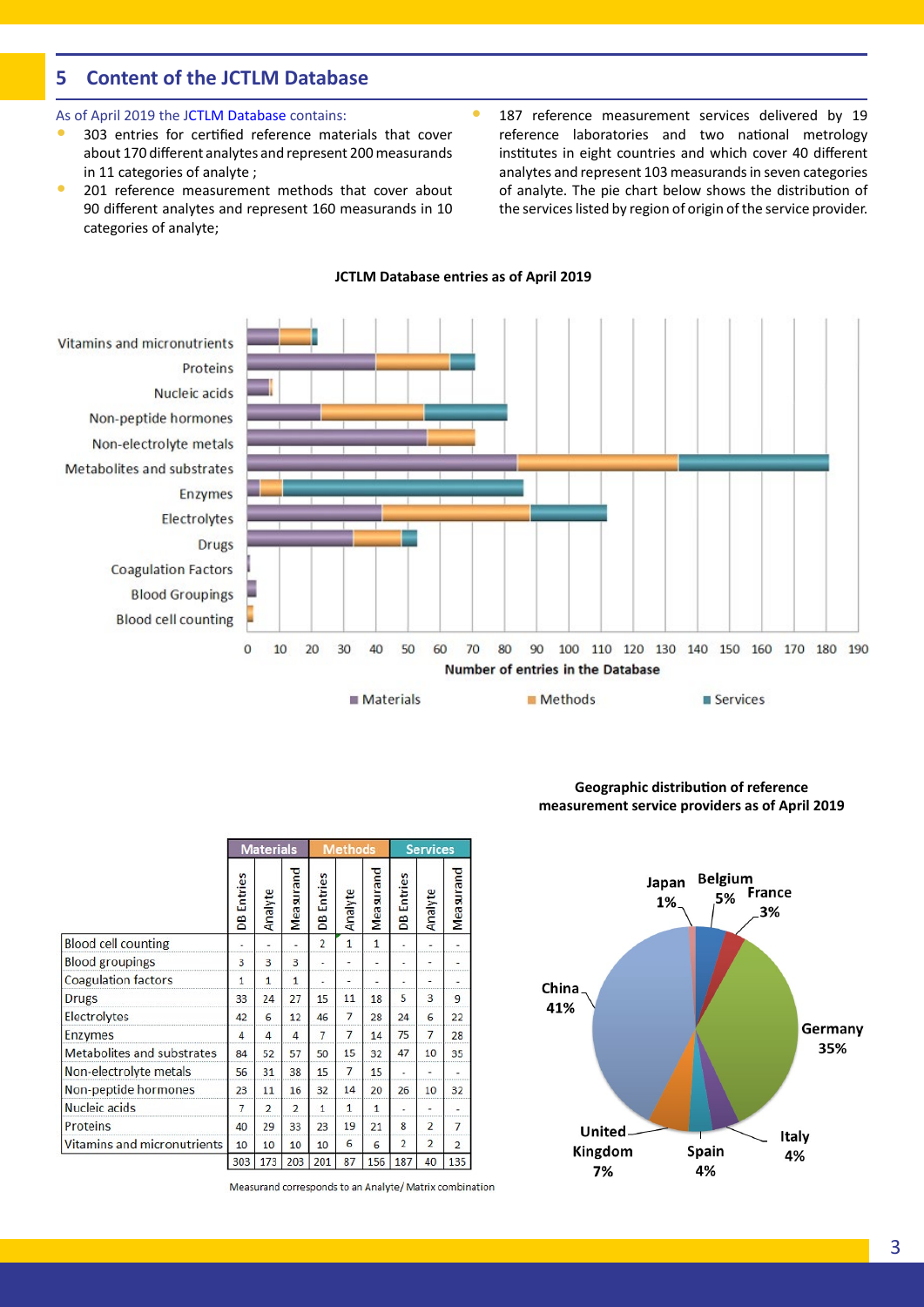## 5 Content of the JCTLM Database

As of April 2019 the JCTLM Database contains:

- 303 entries for certified reference materials that cover about 170 different analytes and represent 200 measurands in 11 categories of analyte ;
- 201 reference measurement methods that cover about 90 different analytes and represent 160 measurands in 10 categories of analyte;
- 187 reference measurement services delivered by 19 reference laboratories and two national metrology institutes in eight countries and which cover 40 different analytes and represent 103 measurands in seven categories of analyte. The pie chart below shows the distribution of the services listed by region of origin of the service provider.

**JCTLM Database entries as of April 2019**

| | Materials | | | Methods | | | Services | | |
|---|---|---|---|---|---|---|---|---|---|
| | DB Entries | Analyte | Measurand | DB Entries | Analyte | Measurand | DB Entries | Analyte | Measurand |
| Blood cell counting | - | - | - | 2 | 1 | 1 | - | - | - |
| Blood groupings | 3 | 3 | 3 | - | - | - | - | - | - |
| Coagulation factors | 1 | 1 | 1 | - | - | - | - | - | - |
| Drugs | 33 | 24 | 27 | 15 | 11 | 18 | 5 | 3 | 9 |
| Electrolytes | 42 | 6 | 12 | 46 | 7 | 28 | 24 | 6 | 22 |
| Enzymes | 4 | 4 | 4 | 7 | 7 | 14 | 75 | 7 | 28 |
| Metabolites and substrates | 84 | 52 | 57 | 50 | 15 | 32 | 47 | 10 | 35 |
| Non-electrolyte metals | 56 | 31 | 38 | 15 | 7 | 15 | - | - | - |
| Non-peptide hormones | 23 | 11 | 16 | 32 | 14 | 20 | 26 | 10 | 32 |
| Nucleic acids | 7 | 2 | 2 | 1 | 1 | 1 | - | - | - |
| Proteins | 40 | 29 | 33 | 23 | 19 | 21 | 8 | 2 | 7 |
| Vitamins and micronutrients | 10 | 10 | 10 | 10 | 6 | 6 | 2 | 2 | 2 |
| | 303 | 173 | 203 | 201 | 87 | 156 | 187 | 40 | 135 |

Measurand corresponds to an Analyte/ Matrix combination

**Geographic distribution of reference measurement service providers as of April 2019**

- China 41%
- Germany 35%
- United Kingdom 7%
- Belgium 5%
- Spain 4%
- Italy 4%
- France 3%
- Japan 1%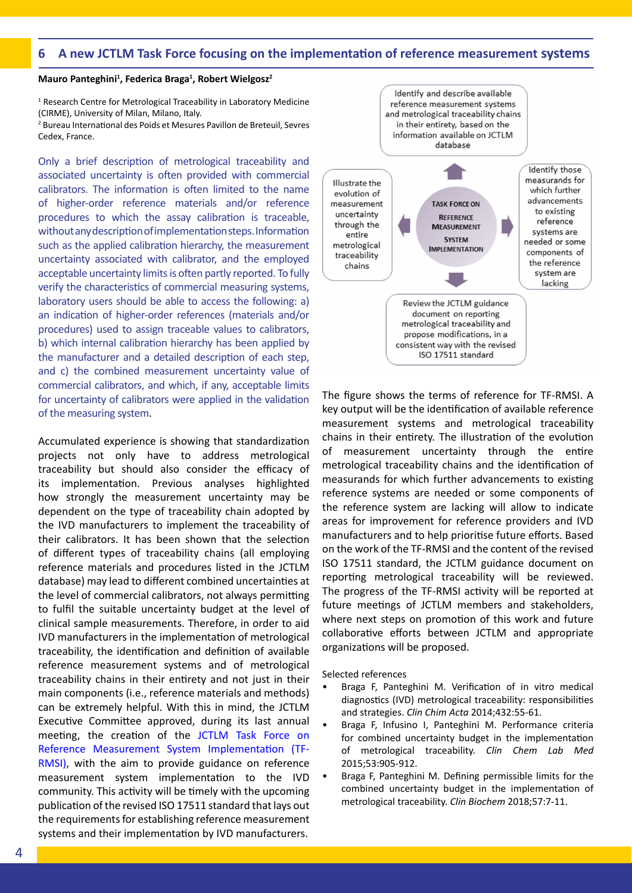## 6 A new JCTLM Task Force focusing on the implementation of reference measurement systems

**Mauro Panteghini[1], Federica Braga[1], Robert Wielgosz[2]**

[1] Research Centre for Metrological Traceability in Laboratory Medicine (CIRME), University of Milan, Milano, Italy.
[2] Bureau International des Poids et Mesures Pavillon de Breteuil, Sevres Cedex, France.

Only a brief description of metrological traceability and associated uncertainty is often provided with commercial calibrators. The information is often limited to the name of higher-order reference materials and/or reference procedures to which the assay calibration is traceable, without any description of implementation steps. Information such as the applied calibration hierarchy, the measurement uncertainty associated with calibrator, and the employed acceptable uncertainty limits is often partly reported. To fully verify the characteristics of commercial measuring systems, laboratory users should be able to access the following: a) an indication of higher-order references (materials and/or procedures) used to assign traceable values to calibrators, b) which internal calibration hierarchy has been applied by the manufacturer and a detailed description of each step, and c) the combined measurement uncertainty value of commercial calibrators, and which, if any, acceptable limits for uncertainty of calibrators were applied in the validation of the measuring system.

Accumulated experience is showing that standardization projects not only have to address metrological traceability but should also consider the efficacy of its implementation. Previous analyses highlighted how strongly the measurement uncertainty may be dependent on the type of traceability chain adopted by the IVD manufacturers to implement the traceability of their calibrators. It has been shown that the selection of different types of traceability chains (all employing reference materials and procedures listed in the JCTLM database) may lead to different combined uncertainties at the level of commercial calibrators, not always permitting to fulfil the suitable uncertainty budget at the level of clinical sample measurements. Therefore, in order to aid IVD manufacturers in the implementation of metrological traceability, the identification and definition of available reference measurement systems and of metrological traceability chains in their entirety and not just in their main components (i.e., reference materials and methods) can be extremely helpful. With this in mind, the JCTLM Executive Committee approved, during its last annual meeting, the creation of the JCTLM Task Force on Reference Measurement System Implementation (TF-RMSI), with the aim to provide guidance on reference measurement system implementation to the IVD community. This activity will be timely with the upcoming publication of the revised ISO 17511 standard that lays out the requirements for establishing reference measurement systems and their implementation by IVD manufacturers.

TASK FORCE ON REFERENCE MEASUREMENT SYSTEM IMPLEMENTATION

- Identify and describe available reference measurement systems and metrological traceability chains in their entirety, based on the information available on JCTLM database
- Identify those measurands for which further advancements to existing reference systems are needed or some components of the reference system are lacking
- Review the JCTLM guidance document on reporting metrological traceability and propose modifications, in a consistent way with the revised ISO 17511 standard
- Illustrate the evolution of measurement uncertainty through the entire metrological traceability chains

The figure shows the terms of reference for TF-RMSI. A key output will be the identification of available reference measurement systems and metrological traceability chains in their entirety. The illustration of the evolution of measurement uncertainty through the entire metrological traceability chains and the identification of measurands for which further advancements to existing reference systems are needed or some components of the reference system are lacking will allow to indicate areas for improvement for reference providers and IVD manufacturers and to help prioritise future efforts. Based on the work of the TF-RMSI and the content of the revised ISO 17511 standard, the JCTLM guidance document on reporting metrological traceability will be reviewed. The progress of the TF-RMSI activity will be reported at future meetings of JCTLM members and stakeholders, where next steps on promotion of this work and future collaborative efforts between JCTLM and appropriate organizations will be proposed.

Selected references

- Braga F, Panteghini M. Verification of in vitro medical diagnostics (IVD) metrological traceability: responsibilities and strategies. *Clin Chim Acta* 2014;432:55-61.
- Braga F, Infusino I, Panteghini M. Performance criteria for combined uncertainty budget in the implementation of metrological traceability. *Clin Chem Lab Med* 2015;53:905-912.
- Braga F, Panteghini M. Defining permissible limits for the combined uncertainty budget in the implementation of metrological traceability. *Clin Biochem* 2018;57:7-11.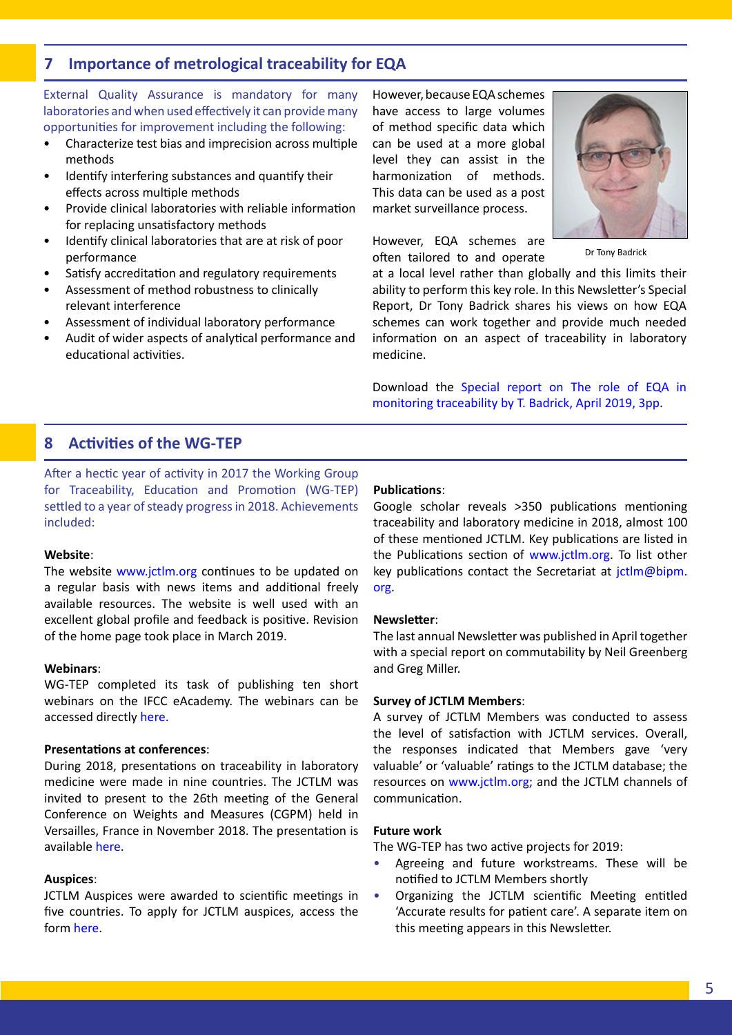## 7 Importance of metrological traceability for EQA

External Quality Assurance is mandatory for many laboratories and when used effectively it can provide many opportunities for improvement including the following:

- Characterize test bias and imprecision across multiple methods
- Identify interfering substances and quantify their effects across multiple methods
- Provide clinical laboratories with reliable information for replacing unsatisfactory methods
- Identify clinical laboratories that are at risk of poor performance
- Satisfy accreditation and regulatory requirements
- Assessment of method robustness to clinically relevant interference
- Assessment of individual laboratory performance
- Audit of wider aspects of analytical performance and educational activities.

However, because EQA schemes have access to large volumes of method specific data which can be used at a more global level they can assist in the harmonization of methods. This data can be used as a post market surveillance process.

Dr Tony Badrick

However, EQA schemes are often tailored to and operate at a local level rather than globally and this limits their ability to perform this key role. In this Newsletter's Special Report, Dr Tony Badrick shares his views on how EQA schemes can work together and provide much needed information on an aspect of traceability in laboratory medicine.

Download the Special report on The role of EQA in monitoring traceability by T. Badrick, April 2019, 3pp.

## 8 Activities of the WG-TEP

After a hectic year of activity in 2017 the Working Group for Traceability, Education and Promotion (WG-TEP) settled to a year of steady progress in 2018. Achievements included:

**Website**:
The website www.jctlm.org continues to be updated on a regular basis with news items and additional freely available resources. The website is well used with an excellent global profile and feedback is positive. Revision of the home page took place in March 2019.

**Webinars**:
WG-TEP completed its task of publishing ten short webinars on the IFCC eAcademy. The webinars can be accessed directly here.

**Presentations at conferences**:
During 2018, presentations on traceability in laboratory medicine were made in nine countries. The JCTLM was invited to present to the 26th meeting of the General Conference on Weights and Measures (CGPM) held in Versailles, France in November 2018. The presentation is available here.

**Auspices**:
JCTLM Auspices were awarded to scientific meetings in five countries. To apply for JCTLM auspices, access the form here.

**Publications**:
Google scholar reveals >350 publications mentioning traceability and laboratory medicine in 2018, almost 100 of these mentioned JCTLM. Key publications are listed in the Publications section of www.jctlm.org. To list other key publications contact the Secretariat at jctlm@bipm.org.

**Newsletter**:
The last annual Newsletter was published in April together with a special report on commutability by Neil Greenberg and Greg Miller.

**Survey of JCTLM Members**:
A survey of JCTLM Members was conducted to assess the level of satisfaction with JCTLM services. Overall, the responses indicated that Members gave 'very valuable' or 'valuable' ratings to the JCTLM database; the resources on www.jctlm.org; and the JCTLM channels of communication.

**Future work**
The WG-TEP has two active projects for 2019:

- Agreeing and future workstreams. These will be notified to JCTLM Members shortly
- Organizing the JCTLM scientific Meeting entitled 'Accurate results for patient care'. A separate item on this meeting appears in this Newsletter.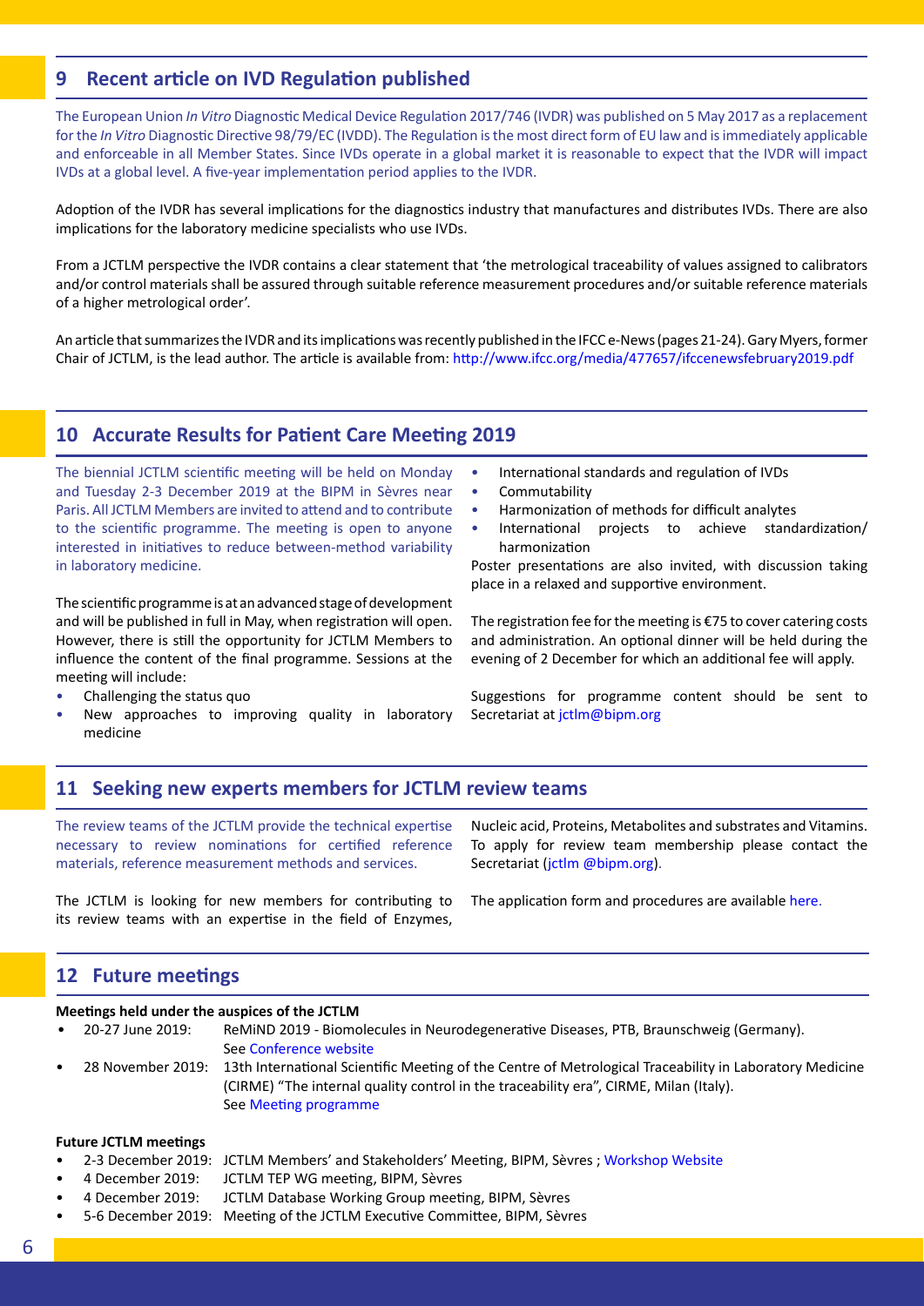## 9 Recent article on IVD Regulation published

The European Union *In Vitro* Diagnostic Medical Device Regulation 2017/746 (IVDR) was published on 5 May 2017 as a replacement for the *In Vitro* Diagnostic Directive 98/79/EC (IVDD). The Regulation is the most direct form of EU law and is immediately applicable and enforceable in all Member States. Since IVDs operate in a global market it is reasonable to expect that the IVDR will impact IVDs at a global level. A five-year implementation period applies to the IVDR.

Adoption of the IVDR has several implications for the diagnostics industry that manufactures and distributes IVDs. There are also implications for the laboratory medicine specialists who use IVDs.

From a JCTLM perspective the IVDR contains a clear statement that 'the metrological traceability of values assigned to calibrators and/or control materials shall be assured through suitable reference measurement procedures and/or suitable reference materials of a higher metrological order'.

An article that summarizes the IVDR and its implications was recently published in the IFCC e-News (pages 21-24). Gary Myers, former Chair of JCTLM, is the lead author. The article is available from: http://www.ifcc.org/media/477657/ifccenewsfebruary2019.pdf

## 10 Accurate Results for Patient Care Meeting 2019

The biennial JCTLM scientific meeting will be held on Monday and Tuesday 2-3 December 2019 at the BIPM in Sèvres near Paris. All JCTLM Members are invited to attend and to contribute to the scientific programme. The meeting is open to anyone interested in initiatives to reduce between-method variability in laboratory medicine.

The scientific programme is at an advanced stage of development and will be published in full in May, when registration will open. However, there is still the opportunity for JCTLM Members to influence the content of the final programme. Sessions at the meeting will include:

- Challenging the status quo
- New approaches to improving quality in laboratory medicine
- International standards and regulation of IVDs
- Commutability
- Harmonization of methods for difficult analytes
- International projects to achieve standardization/harmonization

Poster presentations are also invited, with discussion taking place in a relaxed and supportive environment.

The registration fee for the meeting is €75 to cover catering costs and administration. An optional dinner will be held during the evening of 2 December for which an additional fee will apply.

Suggestions for programme content should be sent to Secretariat at jctlm@bipm.org

## 11 Seeking new experts members for JCTLM review teams

The review teams of the JCTLM provide the technical expertise necessary to review nominations for certified reference materials, reference measurement methods and services.

The JCTLM is looking for new members for contributing to its review teams with an expertise in the field of Enzymes, Nucleic acid, Proteins, Metabolites and substrates and Vitamins. To apply for review team membership please contact the Secretariat (jctlm @bipm.org).

The application form and procedures are available here.

## 12 Future meetings

**Meetings held under the auspices of the JCTLM**

- 20-27 June 2019: ReMiND 2019 - Biomolecules in Neurodegenerative Diseases, PTB, Braunschweig (Germany). See Conference website
- 28 November 2019: 13th International Scientific Meeting of the Centre of Metrological Traceability in Laboratory Medicine (CIRME) "The internal quality control in the traceability era", CIRME, Milan (Italy). See Meeting programme

**Future JCTLM meetings**

- 2-3 December 2019: JCTLM Members' and Stakeholders' Meeting, BIPM, Sèvres ; Workshop Website
- 4 December 2019: JCTLM TEP WG meeting, BIPM, Sèvres
- 4 December 2019: JCTLM Database Working Group meeting, BIPM, Sèvres
- 5-6 December 2019: Meeting of the JCTLM Executive Committee, BIPM, Sèvres